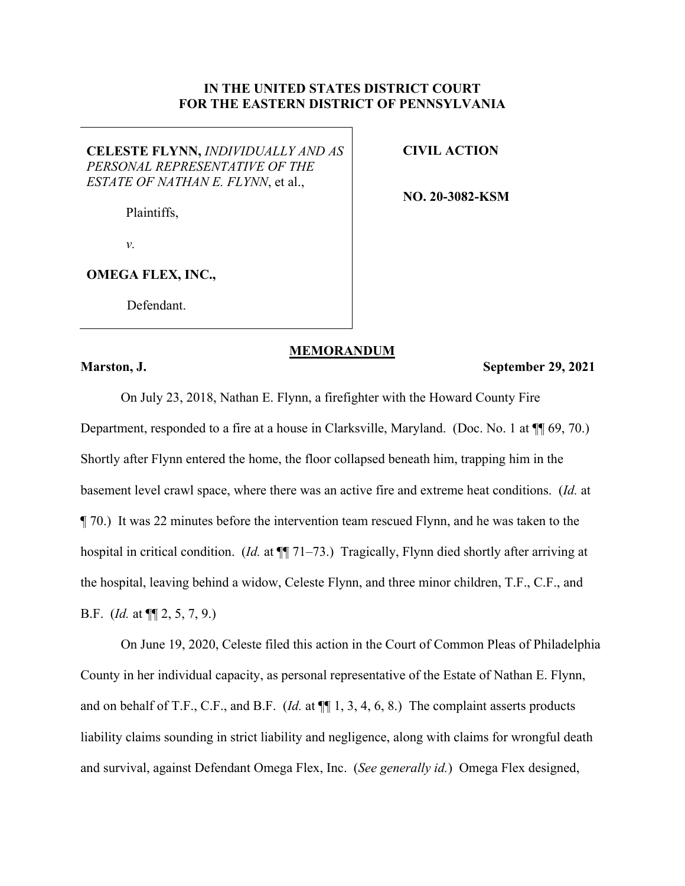**IN THE UNITED STATES DISTRICT COURT**
**FOR THE EASTERN DISTRICT OF PENNSYLVANIA**

**CELESTE FLYNN,** *INDIVIDUALLY AND AS PERSONAL REPRESENTATIVE OF THE ESTATE OF NATHAN E. FLYNN*, et al.,

Plaintiffs,

*v.*

**OMEGA FLEX, INC.,**

Defendant.

**CIVIL ACTION**

**NO. 20-3082-KSM**

**MEMORANDUM**

**Marston, J.** **September 29, 2021**

On July 23, 2018, Nathan E. Flynn, a firefighter with the Howard County Fire Department, responded to a fire at a house in Clarksville, Maryland. (Doc. No. 1 at ¶¶ 69, 70.) Shortly after Flynn entered the home, the floor collapsed beneath him, trapping him in the basement level crawl space, where there was an active fire and extreme heat conditions. (*Id.* at ¶ 70.) It was 22 minutes before the intervention team rescued Flynn, and he was taken to the hospital in critical condition. (*Id.* at ¶¶ 71–73.) Tragically, Flynn died shortly after arriving at the hospital, leaving behind a widow, Celeste Flynn, and three minor children, T.F., C.F., and B.F. (*Id.* at ¶¶ 2, 5, 7, 9.)

On June 19, 2020, Celeste filed this action in the Court of Common Pleas of Philadelphia County in her individual capacity, as personal representative of the Estate of Nathan E. Flynn, and on behalf of T.F., C.F., and B.F. (*Id.* at ¶¶ 1, 3, 4, 6, 8.) The complaint asserts products liability claims sounding in strict liability and negligence, along with claims for wrongful death and survival, against Defendant Omega Flex, Inc. (*See generally id.*) Omega Flex designed,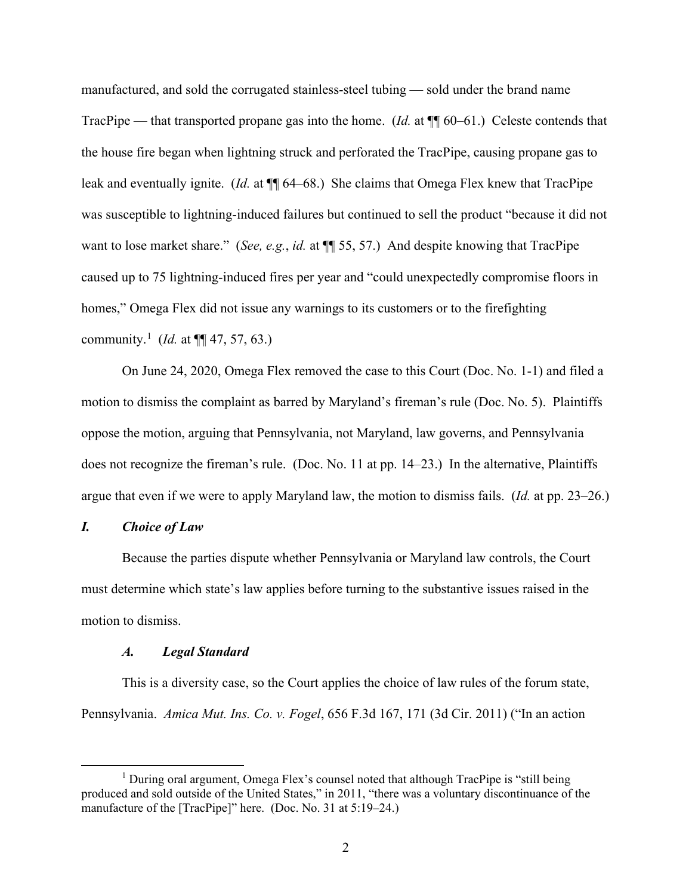manufactured, and sold the corrugated stainless-steel tubing — sold under the brand name TracPipe — that transported propane gas into the home. (*Id.* at ¶¶ 60–61.) Celeste contends that the house fire began when lightning struck and perforated the TracPipe, causing propane gas to leak and eventually ignite. (*Id.* at ¶¶ 64–68.) She claims that Omega Flex knew that TracPipe was susceptible to lightning-induced failures but continued to sell the product "because it did not want to lose market share." (*See, e.g.*, *id.* at ¶¶ 55, 57.) And despite knowing that TracPipe caused up to 75 lightning-induced fires per year and "could unexpectedly compromise floors in homes," Omega Flex did not issue any warnings to its customers or to the firefighting community.[1] (*Id.* at ¶¶ 47, 57, 63.)

On June 24, 2020, Omega Flex removed the case to this Court (Doc. No. 1-1) and filed a motion to dismiss the complaint as barred by Maryland's fireman's rule (Doc. No. 5). Plaintiffs oppose the motion, arguing that Pennsylvania, not Maryland, law governs, and Pennsylvania does not recognize the fireman's rule. (Doc. No. 11 at pp. 14–23.) In the alternative, Plaintiffs argue that even if we were to apply Maryland law, the motion to dismiss fails. (*Id.* at pp. 23–26.)

## *I. Choice of Law*

Because the parties dispute whether Pennsylvania or Maryland law controls, the Court must determine which state's law applies before turning to the substantive issues raised in the motion to dismiss.

### *A. Legal Standard*

This is a diversity case, so the Court applies the choice of law rules of the forum state, Pennsylvania. *Amica Mut. Ins. Co. v. Fogel*, 656 F.3d 167, 171 (3d Cir. 2011) ("In an action

---

[1] During oral argument, Omega Flex's counsel noted that although TracPipe is "still being produced and sold outside of the United States," in 2011, "there was a voluntary discontinuance of the manufacture of the [TracPipe]" here. (Doc. No. 31 at 5:19–24.)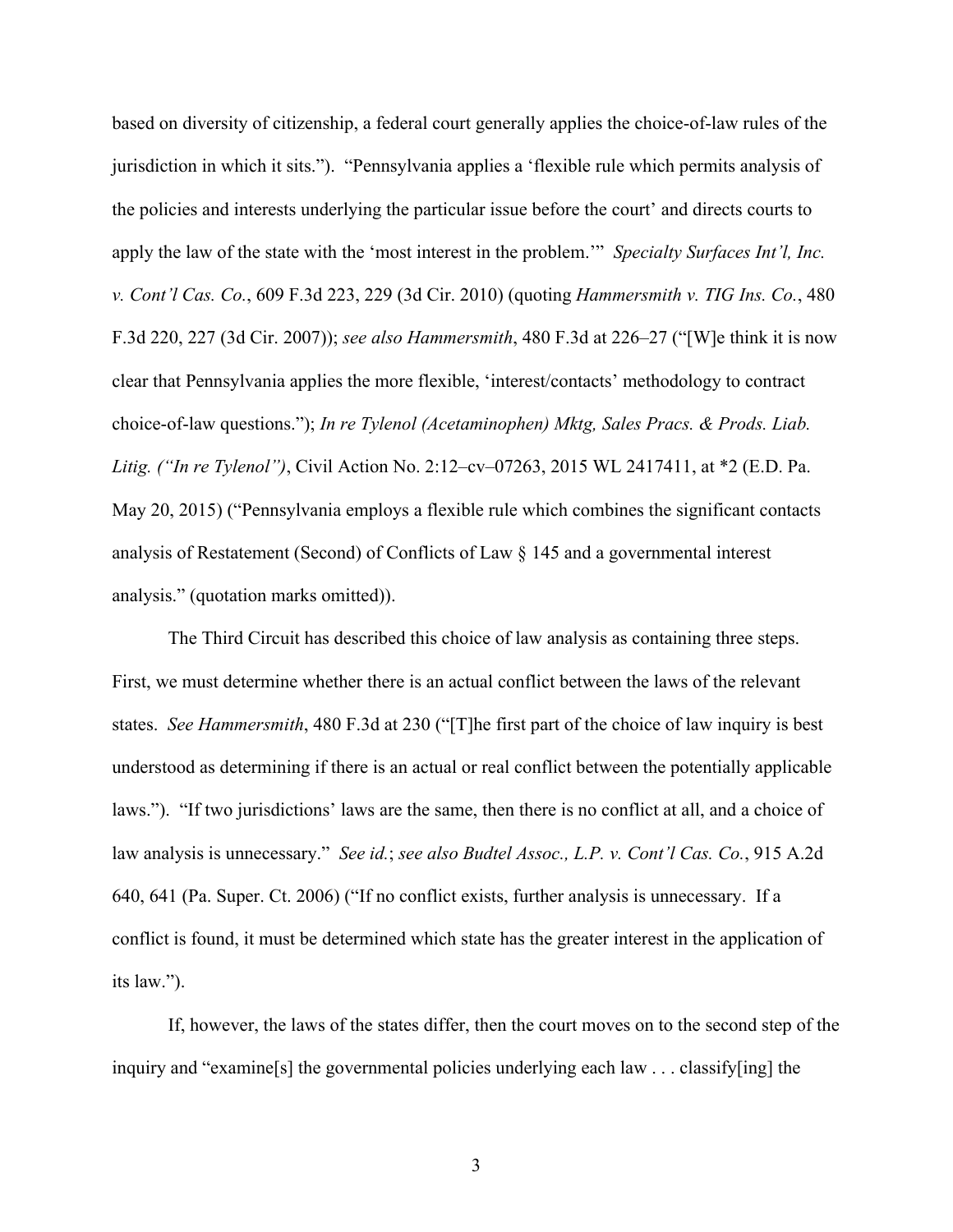based on diversity of citizenship, a federal court generally applies the choice-of-law rules of the jurisdiction in which it sits."). "Pennsylvania applies a 'flexible rule which permits analysis of the policies and interests underlying the particular issue before the court' and directs courts to apply the law of the state with the 'most interest in the problem.'" *Specialty Surfaces Int'l, Inc. v. Cont'l Cas. Co.*, 609 F.3d 223, 229 (3d Cir. 2010) (quoting *Hammersmith v. TIG Ins. Co.*, 480 F.3d 220, 227 (3d Cir. 2007)); *see also Hammersmith*, 480 F.3d at 226–27 ("[W]e think it is now clear that Pennsylvania applies the more flexible, 'interest/contacts' methodology to contract choice-of-law questions."); *In re Tylenol (Acetaminophen) Mktg, Sales Pracs. & Prods. Liab. Litig. ("In re Tylenol")*, Civil Action No. 2:12–cv–07263, 2015 WL 2417411, at *2 (E.D. Pa. May 20, 2015) ("Pennsylvania employs a flexible rule which combines the significant contacts analysis of Restatement (Second) of Conflicts of Law § 145 and a governmental interest analysis." (quotation marks omitted)).

The Third Circuit has described this choice of law analysis as containing three steps. First, we must determine whether there is an actual conflict between the laws of the relevant states. *See Hammersmith*, 480 F.3d at 230 ("[T]he first part of the choice of law inquiry is best understood as determining if there is an actual or real conflict between the potentially applicable laws."). "If two jurisdictions' laws are the same, then there is no conflict at all, and a choice of law analysis is unnecessary." *See id.*; *see also Budtel Assoc., L.P. v. Cont'l Cas. Co.*, 915 A.2d 640, 641 (Pa. Super. Ct. 2006) ("If no conflict exists, further analysis is unnecessary. If a conflict is found, it must be determined which state has the greater interest in the application of its law.").

If, however, the laws of the states differ, then the court moves on to the second step of the inquiry and "examine[s] the governmental policies underlying each law . . . classify[ing] the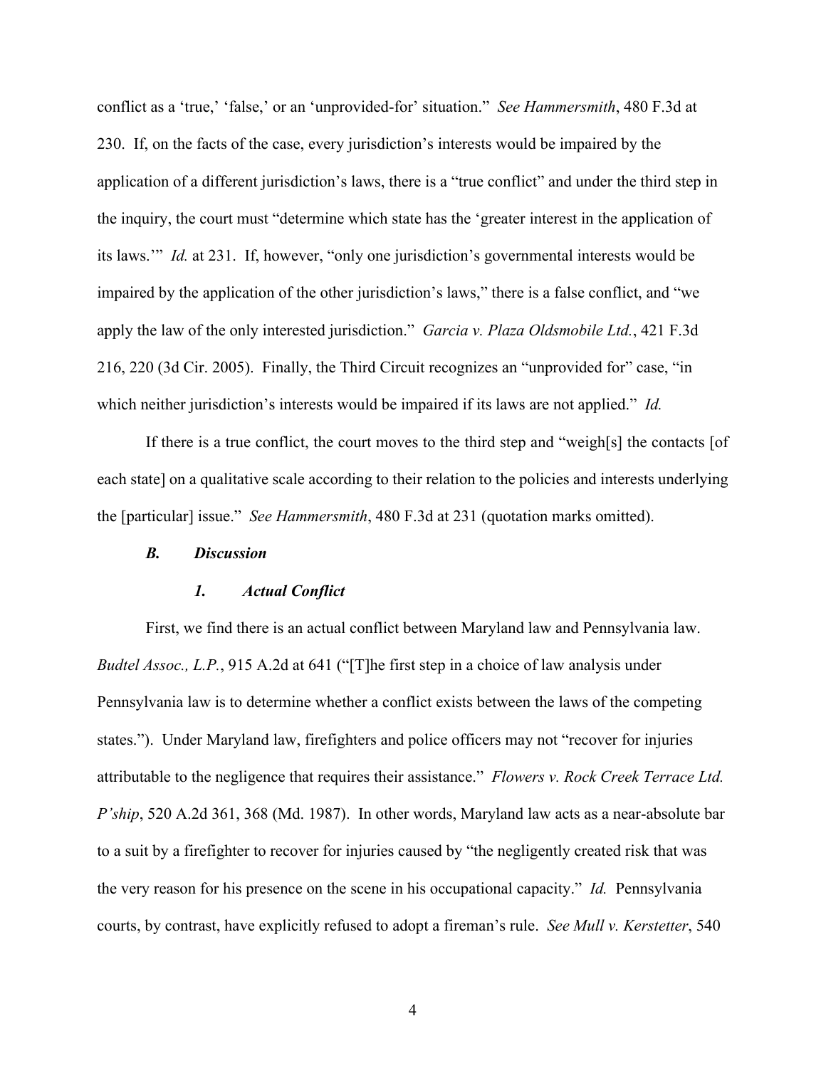conflict as a 'true,' 'false,' or an 'unprovided-for' situation." *See Hammersmith*, 480 F.3d at 230. If, on the facts of the case, every jurisdiction's interests would be impaired by the application of a different jurisdiction's laws, there is a "true conflict" and under the third step in the inquiry, the court must "determine which state has the 'greater interest in the application of its laws.'" *Id.* at 231. If, however, "only one jurisdiction's governmental interests would be impaired by the application of the other jurisdiction's laws," there is a false conflict, and "we apply the law of the only interested jurisdiction." *Garcia v. Plaza Oldsmobile Ltd.*, 421 F.3d 216, 220 (3d Cir. 2005). Finally, the Third Circuit recognizes an "unprovided for" case, "in which neither jurisdiction's interests would be impaired if its laws are not applied." *Id.*

If there is a true conflict, the court moves to the third step and "weigh[s] the contacts [of each state] on a qualitative scale according to their relation to the policies and interests underlying the [particular] issue." *See Hammersmith*, 480 F.3d at 231 (quotation marks omitted).

### *B. Discussion*

#### *1. Actual Conflict*

First, we find there is an actual conflict between Maryland law and Pennsylvania law. *Budtel Assoc., L.P.*, 915 A.2d at 641 ("[T]he first step in a choice of law analysis under Pennsylvania law is to determine whether a conflict exists between the laws of the competing states."). Under Maryland law, firefighters and police officers may not "recover for injuries attributable to the negligence that requires their assistance." *Flowers v. Rock Creek Terrace Ltd. P'ship*, 520 A.2d 361, 368 (Md. 1987). In other words, Maryland law acts as a near-absolute bar to a suit by a firefighter to recover for injuries caused by "the negligently created risk that was the very reason for his presence on the scene in his occupational capacity." *Id.* Pennsylvania courts, by contrast, have explicitly refused to adopt a fireman's rule. *See Mull v. Kerstetter*, 540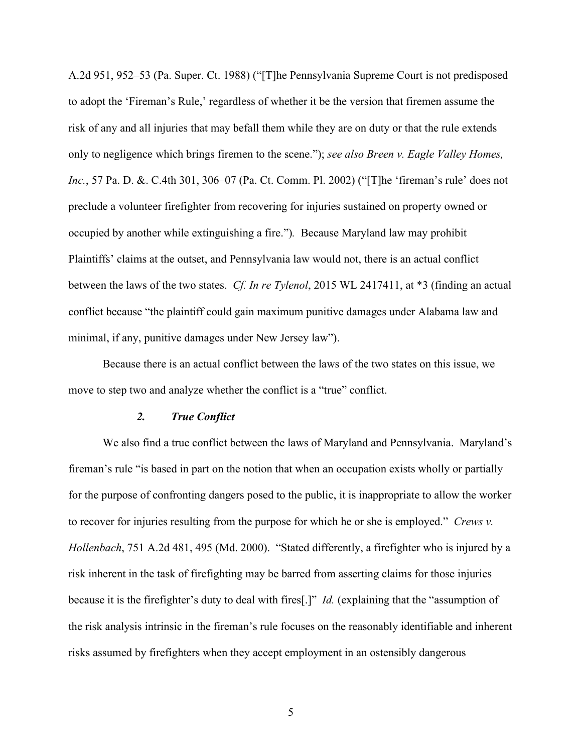A.2d 951, 952–53 (Pa. Super. Ct. 1988) ("[T]he Pennsylvania Supreme Court is not predisposed to adopt the 'Fireman's Rule,' regardless of whether it be the version that firemen assume the risk of any and all injuries that may befall them while they are on duty or that the rule extends only to negligence which brings firemen to the scene."); *see also Breen v. Eagle Valley Homes, Inc.*, 57 Pa. D. &. C.4th 301, 306–07 (Pa. Ct. Comm. Pl. 2002) ("[T]he 'fireman's rule' does not preclude a volunteer firefighter from recovering for injuries sustained on property owned or occupied by another while extinguishing a fire."). Because Maryland law may prohibit Plaintiffs' claims at the outset, and Pennsylvania law would not, there is an actual conflict between the laws of the two states. *Cf. In re Tylenol*, 2015 WL 2417411, at *3 (finding an actual conflict because "the plaintiff could gain maximum punitive damages under Alabama law and minimal, if any, punitive damages under New Jersey law").

Because there is an actual conflict between the laws of the two states on this issue, we move to step two and analyze whether the conflict is a "true" conflict.

### *2. True Conflict*

We also find a true conflict between the laws of Maryland and Pennsylvania. Maryland's fireman's rule "is based in part on the notion that when an occupation exists wholly or partially for the purpose of confronting dangers posed to the public, it is inappropriate to allow the worker to recover for injuries resulting from the purpose for which he or she is employed." *Crews v. Hollenbach*, 751 A.2d 481, 495 (Md. 2000). "Stated differently, a firefighter who is injured by a risk inherent in the task of firefighting may be barred from asserting claims for those injuries because it is the firefighter's duty to deal with fires[.]" *Id.* (explaining that the "assumption of the risk analysis intrinsic in the fireman's rule focuses on the reasonably identifiable and inherent risks assumed by firefighters when they accept employment in an ostensibly dangerous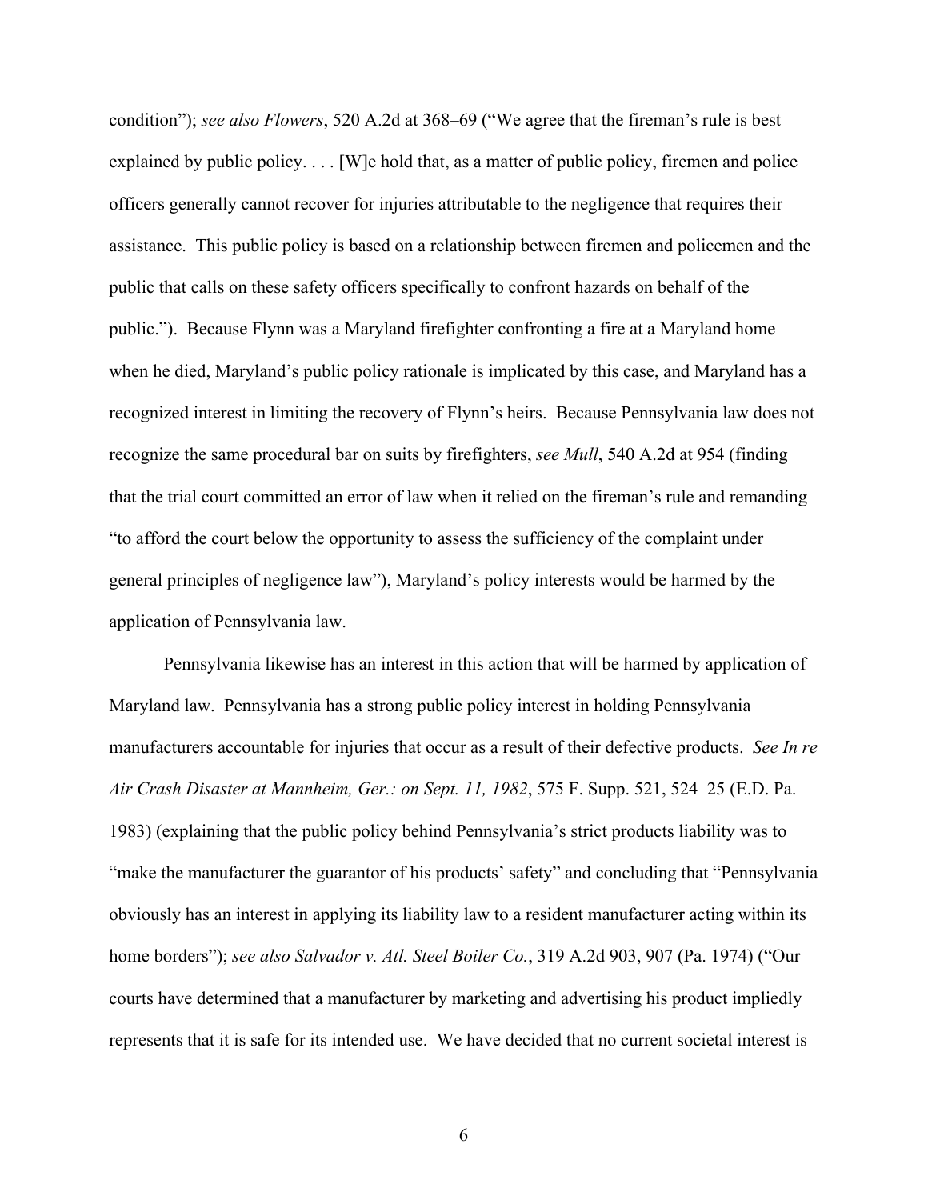condition”); *see also Flowers*, 520 A.2d at 368–69 (“We agree that the fireman’s rule is best explained by public policy. . . . [W]e hold that, as a matter of public policy, firemen and police officers generally cannot recover for injuries attributable to the negligence that requires their assistance. This public policy is based on a relationship between firemen and policemen and the public that calls on these safety officers specifically to confront hazards on behalf of the public.”). Because Flynn was a Maryland firefighter confronting a fire at a Maryland home when he died, Maryland’s public policy rationale is implicated by this case, and Maryland has a recognized interest in limiting the recovery of Flynn’s heirs. Because Pennsylvania law does not recognize the same procedural bar on suits by firefighters, *see Mull*, 540 A.2d at 954 (finding that the trial court committed an error of law when it relied on the fireman’s rule and remanding “to afford the court below the opportunity to assess the sufficiency of the complaint under general principles of negligence law”), Maryland’s policy interests would be harmed by the application of Pennsylvania law.

Pennsylvania likewise has an interest in this action that will be harmed by application of Maryland law. Pennsylvania has a strong public policy interest in holding Pennsylvania manufacturers accountable for injuries that occur as a result of their defective products. *See In re Air Crash Disaster at Mannheim, Ger.: on Sept. 11, 1982*, 575 F. Supp. 521, 524–25 (E.D. Pa. 1983) (explaining that the public policy behind Pennsylvania’s strict products liability was to “make the manufacturer the guarantor of his products’ safety” and concluding that “Pennsylvania obviously has an interest in applying its liability law to a resident manufacturer acting within its home borders”); *see also Salvador v. Atl. Steel Boiler Co.*, 319 A.2d 903, 907 (Pa. 1974) (“Our courts have determined that a manufacturer by marketing and advertising his product impliedly represents that it is safe for its intended use. We have decided that no current societal interest is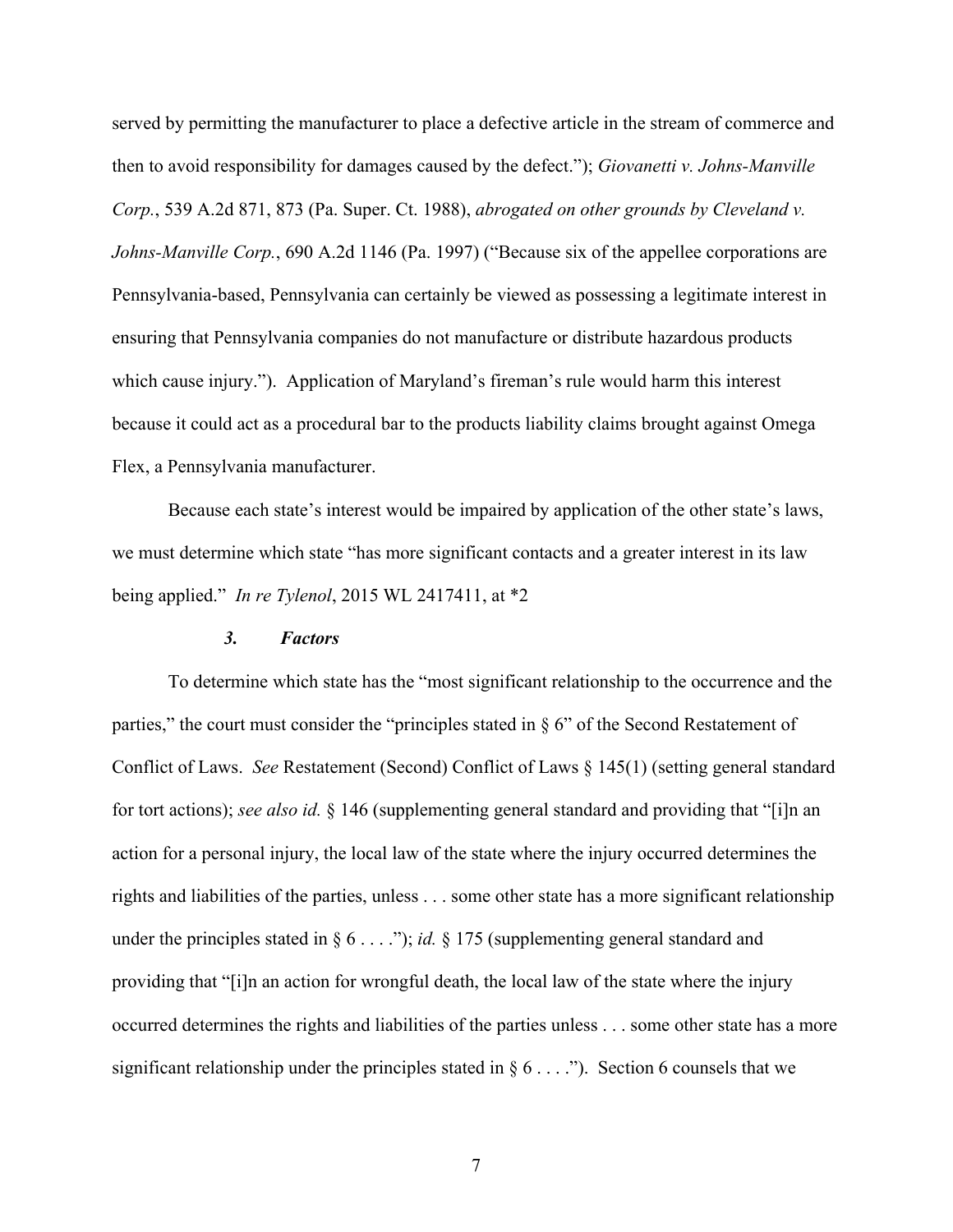served by permitting the manufacturer to place a defective article in the stream of commerce and then to avoid responsibility for damages caused by the defect."); *Giovanetti v. Johns-Manville Corp.*, 539 A.2d 871, 873 (Pa. Super. Ct. 1988), *abrogated on other grounds by Cleveland v. Johns-Manville Corp.*, 690 A.2d 1146 (Pa. 1997) ("Because six of the appellee corporations are Pennsylvania-based, Pennsylvania can certainly be viewed as possessing a legitimate interest in ensuring that Pennsylvania companies do not manufacture or distribute hazardous products which cause injury."). Application of Maryland's fireman's rule would harm this interest because it could act as a procedural bar to the products liability claims brought against Omega Flex, a Pennsylvania manufacturer.

Because each state's interest would be impaired by application of the other state's laws, we must determine which state "has more significant contacts and a greater interest in its law being applied." *In re Tylenol*, 2015 WL 2417411, at *2

### *3. Factors*

To determine which state has the "most significant relationship to the occurrence and the parties," the court must consider the "principles stated in § 6" of the Second Restatement of Conflict of Laws. *See* Restatement (Second) Conflict of Laws § 145(1) (setting general standard for tort actions); *see also id.* § 146 (supplementing general standard and providing that "[i]n an action for a personal injury, the local law of the state where the injury occurred determines the rights and liabilities of the parties, unless . . . some other state has a more significant relationship under the principles stated in § 6 . . . ."); *id.* § 175 (supplementing general standard and providing that "[i]n an action for wrongful death, the local law of the state where the injury occurred determines the rights and liabilities of the parties unless . . . some other state has a more significant relationship under the principles stated in § 6 . . . ."). Section 6 counsels that we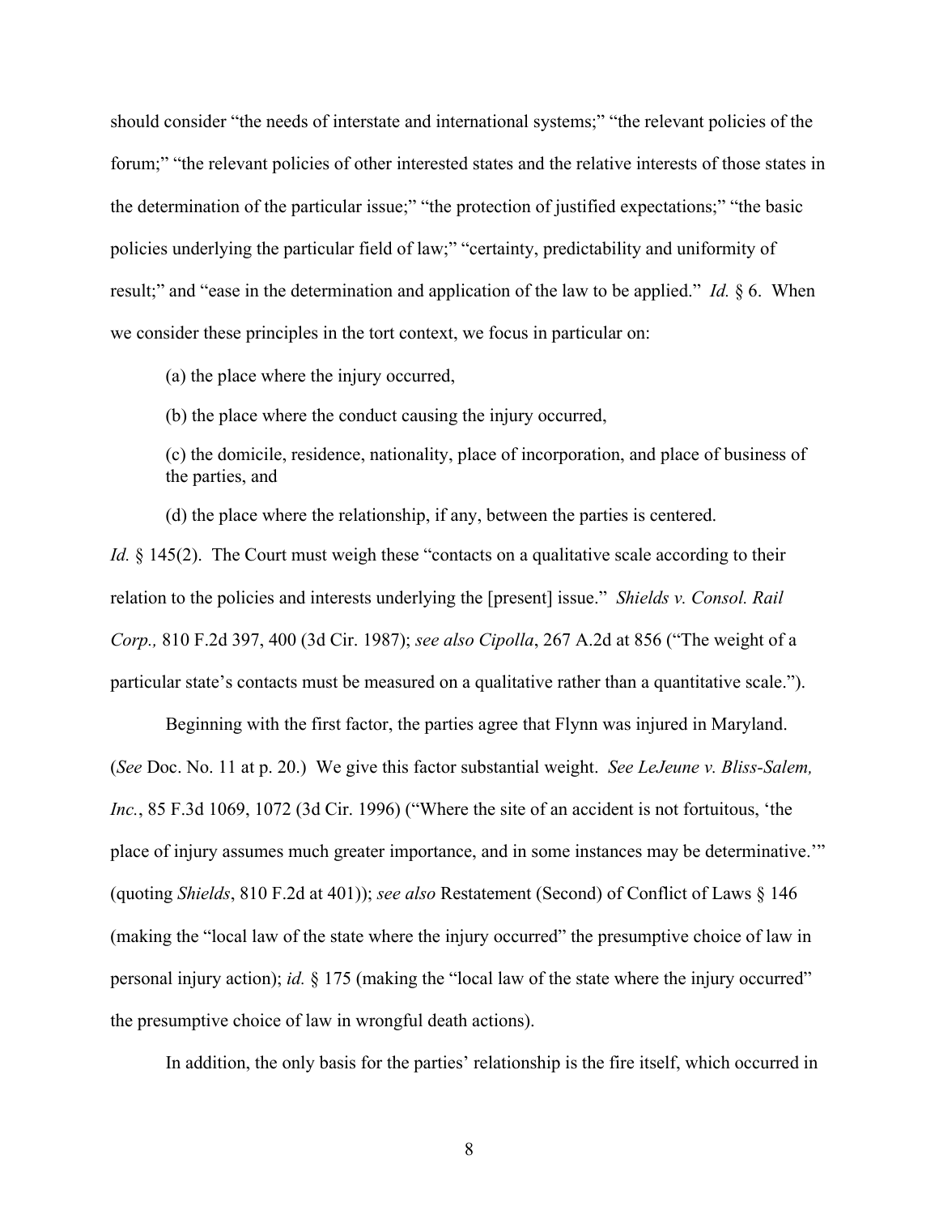should consider "the needs of interstate and international systems;" "the relevant policies of the forum;" "the relevant policies of other interested states and the relative interests of those states in the determination of the particular issue;" "the protection of justified expectations;" "the basic policies underlying the particular field of law;" "certainty, predictability and uniformity of result;" and "ease in the determination and application of the law to be applied." *Id.* § 6. When we consider these principles in the tort context, we focus in particular on:

> (a) the place where the injury occurred,
>
> (b) the place where the conduct causing the injury occurred,
>
> (c) the domicile, residence, nationality, place of incorporation, and place of business of the parties, and
>
> (d) the place where the relationship, if any, between the parties is centered.

*Id.* § 145(2). The Court must weigh these "contacts on a qualitative scale according to their relation to the policies and interests underlying the [present] issue." *Shields v. Consol. Rail Corp.,* 810 F.2d 397, 400 (3d Cir. 1987); *see also Cipolla*, 267 A.2d at 856 ("The weight of a particular state's contacts must be measured on a qualitative rather than a quantitative scale.").

Beginning with the first factor, the parties agree that Flynn was injured in Maryland. (*See* Doc. No. 11 at p. 20.) We give this factor substantial weight. *See LeJeune v. Bliss-Salem, Inc.*, 85 F.3d 1069, 1072 (3d Cir. 1996) ("Where the site of an accident is not fortuitous, 'the place of injury assumes much greater importance, and in some instances may be determinative.'" (quoting *Shields*, 810 F.2d at 401)); *see also* Restatement (Second) of Conflict of Laws § 146 (making the "local law of the state where the injury occurred" the presumptive choice of law in personal injury action); *id.* § 175 (making the "local law of the state where the injury occurred" the presumptive choice of law in wrongful death actions).

In addition, the only basis for the parties' relationship is the fire itself, which occurred in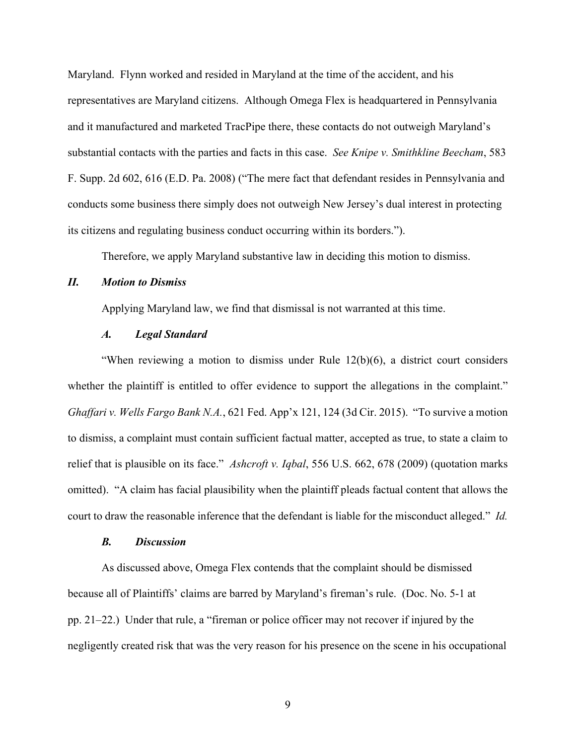Maryland. Flynn worked and resided in Maryland at the time of the accident, and his representatives are Maryland citizens. Although Omega Flex is headquartered in Pennsylvania and it manufactured and marketed TracPipe there, these contacts do not outweigh Maryland's substantial contacts with the parties and facts in this case. *See Knipe v. Smithkline Beecham*, 583 F. Supp. 2d 602, 616 (E.D. Pa. 2008) ("The mere fact that defendant resides in Pennsylvania and conducts some business there simply does not outweigh New Jersey's dual interest in protecting its citizens and regulating business conduct occurring within its borders.").

Therefore, we apply Maryland substantive law in deciding this motion to dismiss.

## ***II. Motion to Dismiss***

Applying Maryland law, we find that dismissal is not warranted at this time.

### ***A. Legal Standard***

"When reviewing a motion to dismiss under Rule 12(b)(6), a district court considers whether the plaintiff is entitled to offer evidence to support the allegations in the complaint." *Ghaffari v. Wells Fargo Bank N.A.*, 621 Fed. App'x 121, 124 (3d Cir. 2015). "To survive a motion to dismiss, a complaint must contain sufficient factual matter, accepted as true, to state a claim to relief that is plausible on its face." *Ashcroft v. Iqbal*, 556 U.S. 662, 678 (2009) (quotation marks omitted). "A claim has facial plausibility when the plaintiff pleads factual content that allows the court to draw the reasonable inference that the defendant is liable for the misconduct alleged." *Id.*

### ***B. Discussion***

As discussed above, Omega Flex contends that the complaint should be dismissed because all of Plaintiffs' claims are barred by Maryland's fireman's rule. (Doc. No. 5-1 at pp. 21–22.) Under that rule, a "fireman or police officer may not recover if injured by the negligently created risk that was the very reason for his presence on the scene in his occupational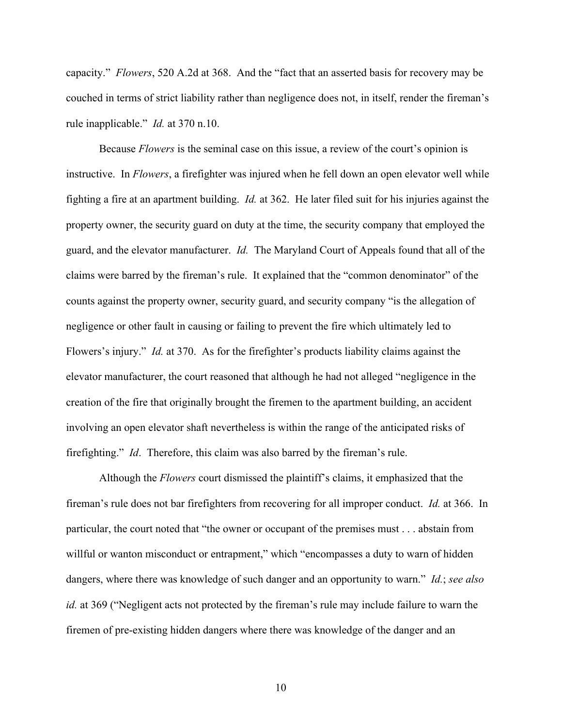capacity." *Flowers*, 520 A.2d at 368. And the "fact that an asserted basis for recovery may be couched in terms of strict liability rather than negligence does not, in itself, render the fireman's rule inapplicable." *Id.* at 370 n.10.

Because *Flowers* is the seminal case on this issue, a review of the court's opinion is instructive. In *Flowers*, a firefighter was injured when he fell down an open elevator well while fighting a fire at an apartment building. *Id.* at 362. He later filed suit for his injuries against the property owner, the security guard on duty at the time, the security company that employed the guard, and the elevator manufacturer. *Id.* The Maryland Court of Appeals found that all of the claims were barred by the fireman's rule. It explained that the "common denominator" of the counts against the property owner, security guard, and security company "is the allegation of negligence or other fault in causing or failing to prevent the fire which ultimately led to Flowers's injury." *Id.* at 370. As for the firefighter's products liability claims against the elevator manufacturer, the court reasoned that although he had not alleged "negligence in the creation of the fire that originally brought the firemen to the apartment building, an accident involving an open elevator shaft nevertheless is within the range of the anticipated risks of firefighting." *Id*. Therefore, this claim was also barred by the fireman's rule.

Although the *Flowers* court dismissed the plaintiff's claims, it emphasized that the fireman's rule does not bar firefighters from recovering for all improper conduct. *Id.* at 366. In particular, the court noted that "the owner or occupant of the premises must . . . abstain from willful or wanton misconduct or entrapment," which "encompasses a duty to warn of hidden dangers, where there was knowledge of such danger and an opportunity to warn." *Id.*; *see also id.* at 369 ("Negligent acts not protected by the fireman's rule may include failure to warn the firemen of pre-existing hidden dangers where there was knowledge of the danger and an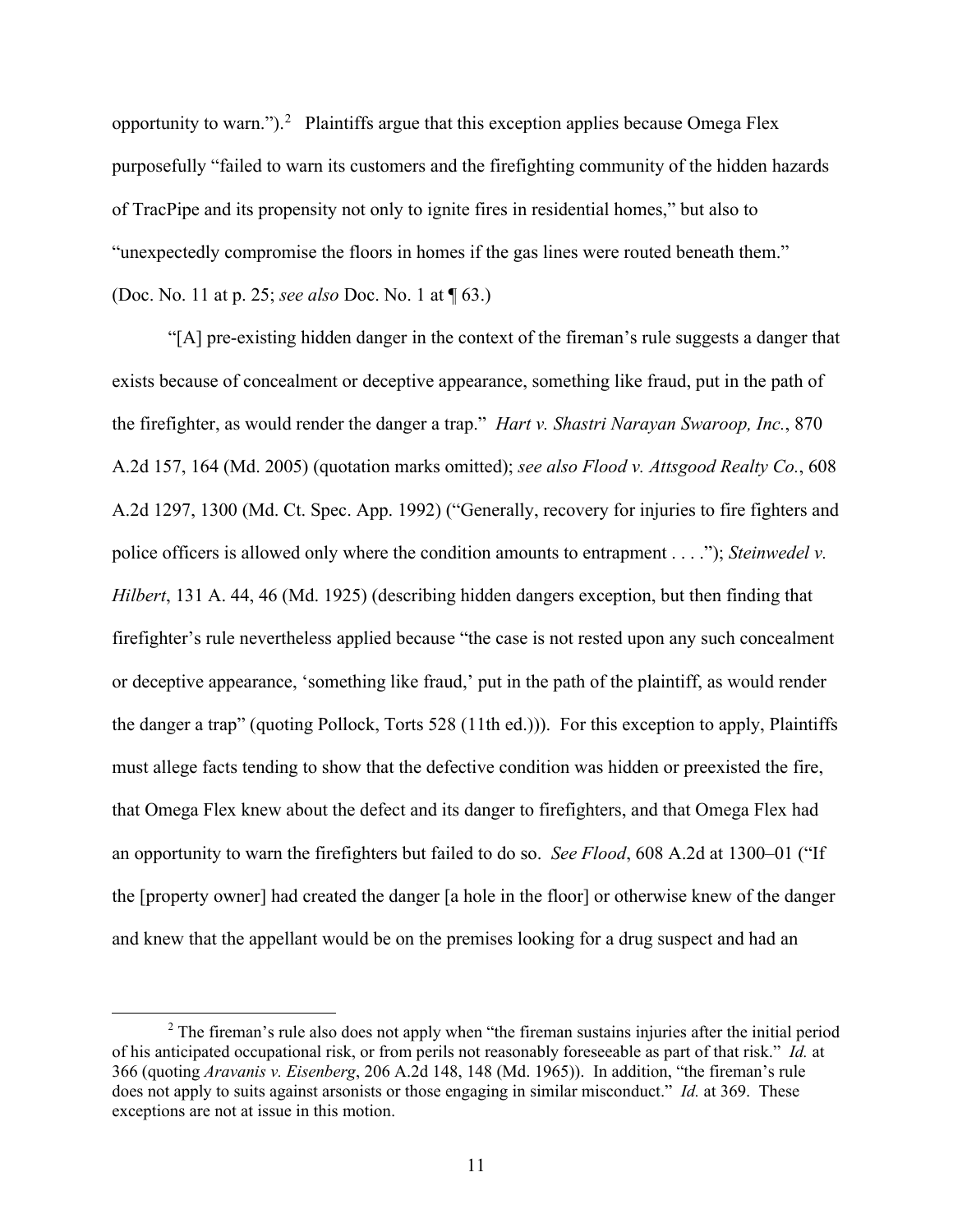opportunity to warn.").[2] Plaintiffs argue that this exception applies because Omega Flex purposefully "failed to warn its customers and the firefighting community of the hidden hazards of TracPipe and its propensity not only to ignite fires in residential homes," but also to "unexpectedly compromise the floors in homes if the gas lines were routed beneath them." (Doc. No. 11 at p. 25; *see also* Doc. No. 1 at ¶ 63.)

"[A] pre-existing hidden danger in the context of the fireman's rule suggests a danger that exists because of concealment or deceptive appearance, something like fraud, put in the path of the firefighter, as would render the danger a trap." *Hart v. Shastri Narayan Swaroop, Inc.*, 870 A.2d 157, 164 (Md. 2005) (quotation marks omitted); *see also Flood v. Attsgood Realty Co.*, 608 A.2d 1297, 1300 (Md. Ct. Spec. App. 1992) ("Generally, recovery for injuries to fire fighters and police officers is allowed only where the condition amounts to entrapment . . . ."); *Steinwedel v. Hilbert*, 131 A. 44, 46 (Md. 1925) (describing hidden dangers exception, but then finding that firefighter's rule nevertheless applied because "the case is not rested upon any such concealment or deceptive appearance, 'something like fraud,' put in the path of the plaintiff, as would render the danger a trap" (quoting Pollock, Torts 528 (11th ed.))). For this exception to apply, Plaintiffs must allege facts tending to show that the defective condition was hidden or preexisted the fire, that Omega Flex knew about the defect and its danger to firefighters, and that Omega Flex had an opportunity to warn the firefighters but failed to do so. *See Flood*, 608 A.2d at 1300–01 ("If the [property owner] had created the danger [a hole in the floor] or otherwise knew of the danger and knew that the appellant would be on the premises looking for a drug suspect and had an

[2] The fireman's rule also does not apply when "the fireman sustains injuries after the initial period of his anticipated occupational risk, or from perils not reasonably foreseeable as part of that risk." *Id.* at 366 (quoting *Aravanis v. Eisenberg*, 206 A.2d 148, 148 (Md. 1965)). In addition, "the fireman's rule does not apply to suits against arsonists or those engaging in similar misconduct." *Id.* at 369. These exceptions are not at issue in this motion.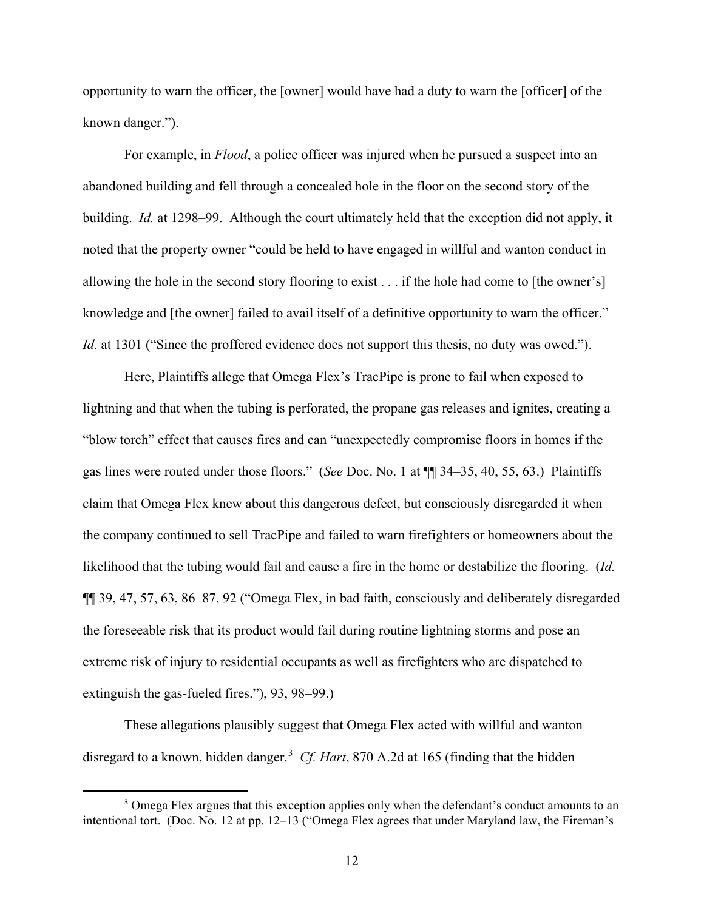opportunity to warn the officer, the [owner] would have had a duty to warn the [officer] of the known danger.").

For example, in *Flood*, a police officer was injured when he pursued a suspect into an abandoned building and fell through a concealed hole in the floor on the second story of the building. *Id.* at 1298–99. Although the court ultimately held that the exception did not apply, it noted that the property owner "could be held to have engaged in willful and wanton conduct in allowing the hole in the second story flooring to exist . . . if the hole had come to [the owner's] knowledge and [the owner] failed to avail itself of a definitive opportunity to warn the officer." *Id.* at 1301 ("Since the proffered evidence does not support this thesis, no duty was owed.").

Here, Plaintiffs allege that Omega Flex's TracPipe is prone to fail when exposed to lightning and that when the tubing is perforated, the propane gas releases and ignites, creating a "blow torch" effect that causes fires and can "unexpectedly compromise floors in homes if the gas lines were routed under those floors." (*See* Doc. No. 1 at ¶¶ 34–35, 40, 55, 63.) Plaintiffs claim that Omega Flex knew about this dangerous defect, but consciously disregarded it when the company continued to sell TracPipe and failed to warn firefighters or homeowners about the likelihood that the tubing would fail and cause a fire in the home or destabilize the flooring. (*Id.* ¶¶ 39, 47, 57, 63, 86–87, 92 ("Omega Flex, in bad faith, consciously and deliberately disregarded the foreseeable risk that its product would fail during routine lightning storms and pose an extreme risk of injury to residential occupants as well as firefighters who are dispatched to extinguish the gas-fueled fires."), 93, 98–99.)

These allegations plausibly suggest that Omega Flex acted with willful and wanton disregard to a known, hidden danger.[3] *Cf. Hart*, 870 A.2d at 165 (finding that the hidden

[3] Omega Flex argues that this exception applies only when the defendant's conduct amounts to an intentional tort. (Doc. No. 12 at pp. 12–13 ("Omega Flex agrees that under Maryland law, the Fireman's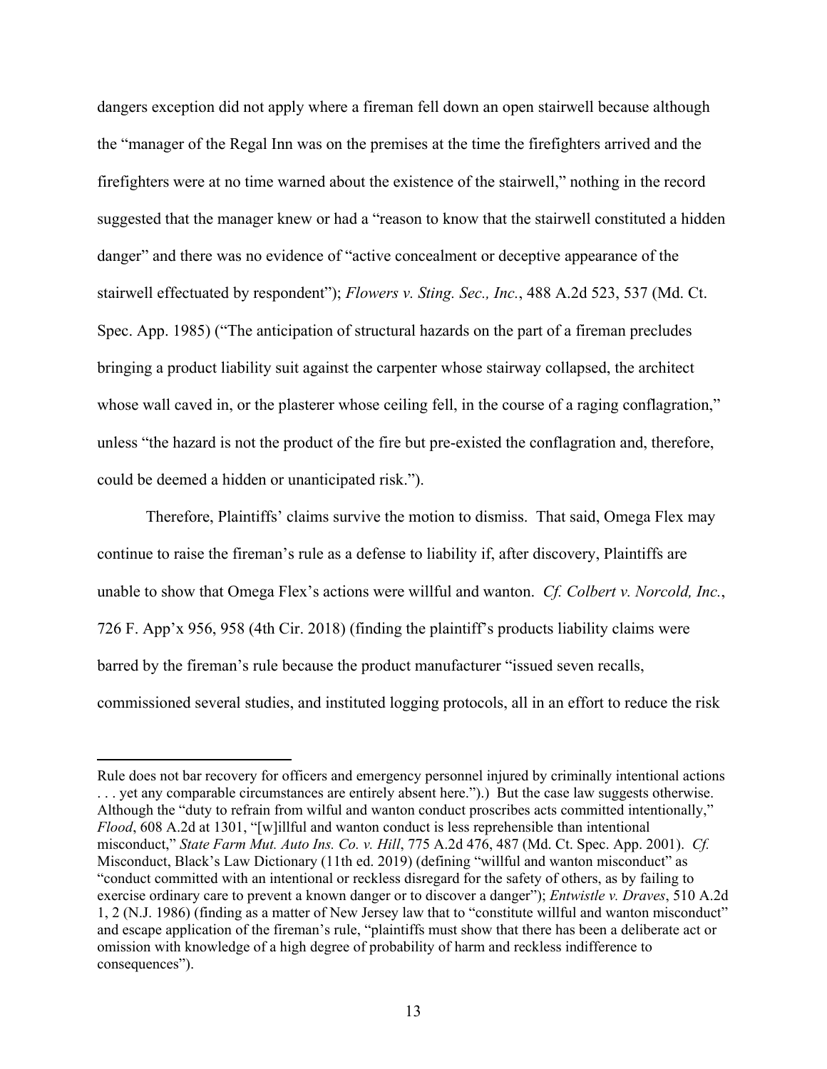dangers exception did not apply where a fireman fell down an open stairwell because although the "manager of the Regal Inn was on the premises at the time the firefighters arrived and the firefighters were at no time warned about the existence of the stairwell," nothing in the record suggested that the manager knew or had a "reason to know that the stairwell constituted a hidden danger" and there was no evidence of "active concealment or deceptive appearance of the stairwell effectuated by respondent"); *Flowers v. Sting. Sec., Inc.*, 488 A.2d 523, 537 (Md. Ct. Spec. App. 1985) ("The anticipation of structural hazards on the part of a fireman precludes bringing a product liability suit against the carpenter whose stairway collapsed, the architect whose wall caved in, or the plasterer whose ceiling fell, in the course of a raging conflagration," unless "the hazard is not the product of the fire but pre-existed the conflagration and, therefore, could be deemed a hidden or unanticipated risk.").

Therefore, Plaintiffs' claims survive the motion to dismiss. That said, Omega Flex may continue to raise the fireman's rule as a defense to liability if, after discovery, Plaintiffs are unable to show that Omega Flex's actions were willful and wanton. *Cf. Colbert v. Norcold, Inc.*, 726 F. App'x 956, 958 (4th Cir. 2018) (finding the plaintiff's products liability claims were barred by the fireman's rule because the product manufacturer "issued seven recalls, commissioned several studies, and instituted logging protocols, all in an effort to reduce the risk

---

Rule does not bar recovery for officers and emergency personnel injured by criminally intentional actions . . . yet any comparable circumstances are entirely absent here.").) But the case law suggests otherwise. Although the "duty to refrain from wilful and wanton conduct proscribes acts committed intentionally," *Flood*, 608 A.2d at 1301, "[w]illful and wanton conduct is less reprehensible than intentional misconduct," *State Farm Mut. Auto Ins. Co. v. Hill*, 775 A.2d 476, 487 (Md. Ct. Spec. App. 2001). *Cf.* Misconduct, Black's Law Dictionary (11th ed. 2019) (defining "willful and wanton misconduct" as "conduct committed with an intentional or reckless disregard for the safety of others, as by failing to exercise ordinary care to prevent a known danger or to discover a danger"); *Entwistle v. Draves*, 510 A.2d 1, 2 (N.J. 1986) (finding as a matter of New Jersey law that to "constitute willful and wanton misconduct" and escape application of the fireman's rule, "plaintiffs must show that there has been a deliberate act or omission with knowledge of a high degree of probability of harm and reckless indifference to consequences").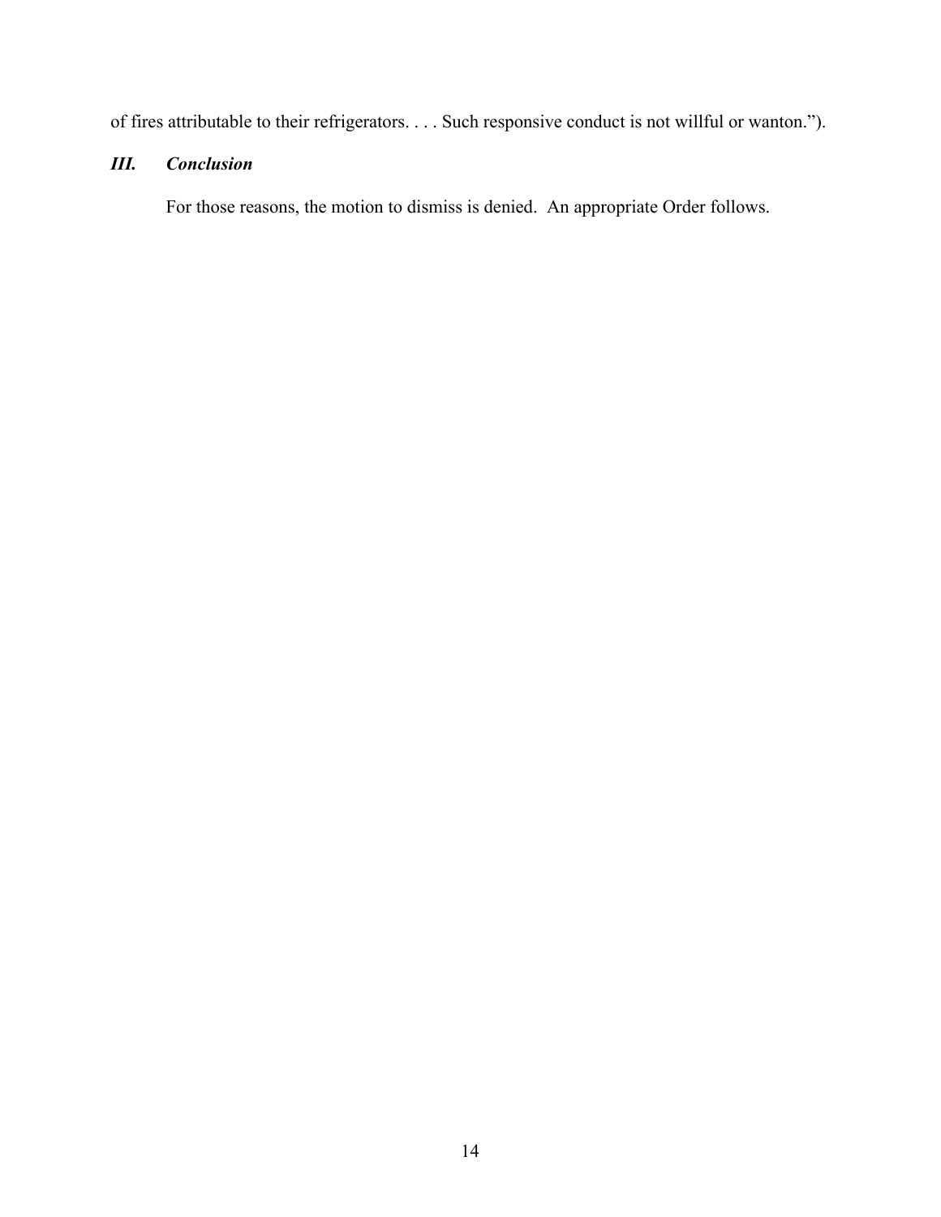of fires attributable to their refrigerators. . . . Such responsive conduct is not willful or wanton.").

### *III. Conclusion*

For those reasons, the motion to dismiss is denied. An appropriate Order follows.